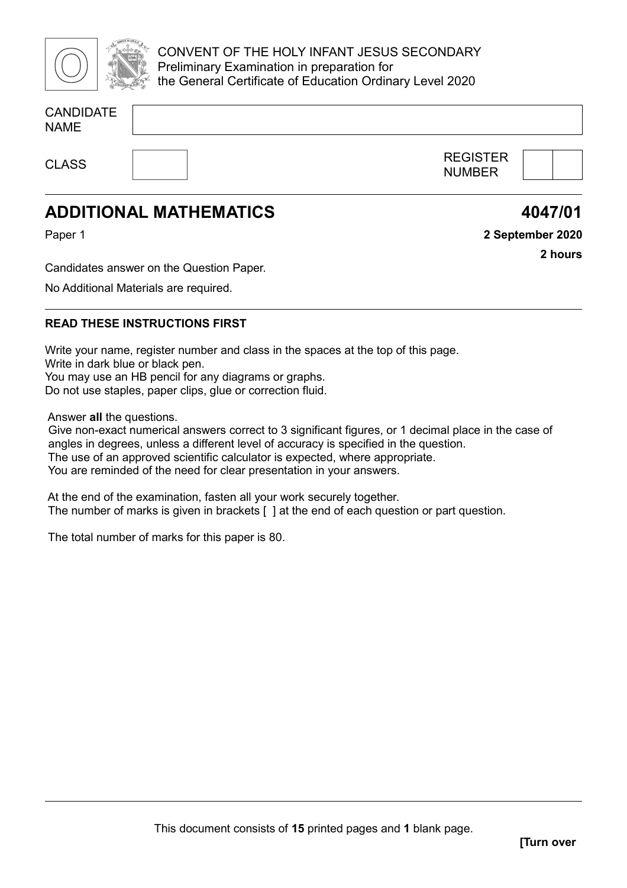CONVENT OF THE HOLY INFANT JESUS SECONDARY
Preliminary Examination in preparation for
the General Certificate of Education Ordinary Level 2020

CANDIDATE NAME

CLASS

REGISTER NUMBER

# ADDITIONAL MATHEMATICS

**4047/01**

Paper 1

**2 September 2020**

**2 hours**

Candidates answer on the Question Paper.

No Additional Materials are required.

**READ THESE INSTRUCTIONS FIRST**

Write your name, register number and class in the spaces at the top of this page.
Write in dark blue or black pen.
You may use an HB pencil for any diagrams or graphs.
Do not use staples, paper clips, glue or correction fluid.

Answer **all** the questions.
Give non-exact numerical answers correct to 3 significant figures, or 1 decimal place in the case of angles in degrees, unless a different level of accuracy is specified in the question.
The use of an approved scientific calculator is expected, where appropriate.
You are reminded of the need for clear presentation in your answers.

At the end of the examination, fasten all your work securely together.
The number of marks is given in brackets [ ] at the end of each question or part question.

The total number of marks for this paper is 80.

This document consists of **15** printed pages and **1** blank page.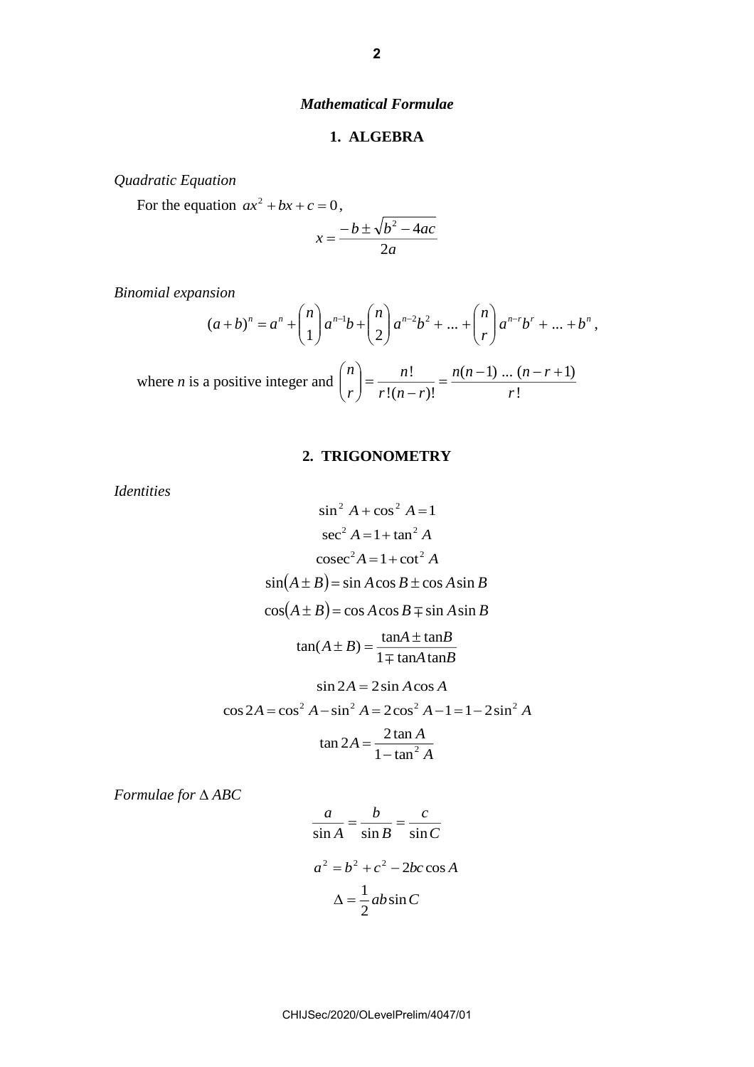## *Mathematical Formulae*

### 1. ALGEBRA

*Quadratic Equation*

For the equation $ax^2 + bx + c = 0$,

$$x = \frac{-b \pm \sqrt{b^2 - 4ac}}{2a}$$

*Binomial expansion*

$$(a+b)^n = a^n + \binom{n}{1} a^{n-1} b + \binom{n}{2} a^{n-2} b^2 + \ldots + \binom{n}{r} a^{n-r} b^r + \ldots + b^n,$$

where $n$ is a positive integer and $\binom{n}{r} = \frac{n!}{r!(n-r)!} = \frac{n(n-1)\ldots(n-r+1)}{r!}$

### 2. TRIGONOMETRY

*Identities*

$$\sin^2 A + \cos^2 A = 1$$

$$\sec^2 A = 1 + \tan^2 A$$

$$\text{cosec}^2 A = 1 + \cot^2 A$$

$$\sin(A \pm B) = \sin A \cos B \pm \cos A \sin B$$

$$\cos(A \pm B) = \cos A \cos B \mp \sin A \sin B$$

$$\tan(A \pm B) = \frac{\tan A \pm \tan B}{1 \mp \tan A \tan B}$$

$$\sin 2A = 2 \sin A \cos A$$

$$\cos 2A = \cos^2 A - \sin^2 A = 2\cos^2 A - 1 = 1 - 2\sin^2 A$$

$$\tan 2A = \frac{2 \tan A}{1 - \tan^2 A}$$

*Formulae for $\Delta ABC$*

$$\frac{a}{\sin A} = \frac{b}{\sin B} = \frac{c}{\sin C}$$

$$a^2 = b^2 + c^2 - 2bc \cos A$$

$$\Delta = \frac{1}{2} ab \sin C$$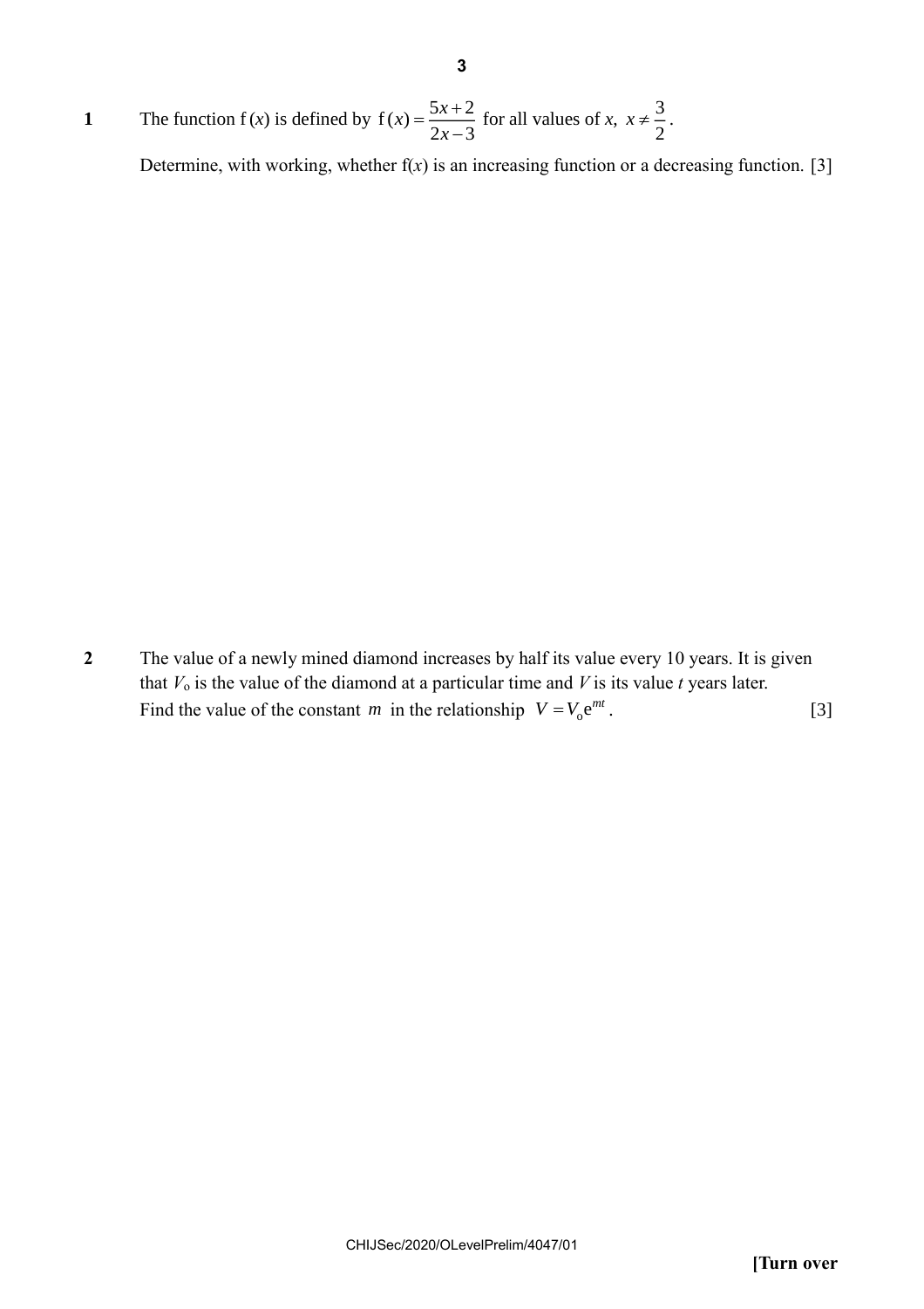**1** The function $\text{f}(x)$ is defined by $\text{f}(x) = \dfrac{5x+2}{2x-3}$ for all values of $x$, $x \neq \dfrac{3}{2}$.

Determine, with working, whether $\text{f}(x)$ is an increasing function or a decreasing function. [3]

**2** The value of a newly mined diamond increases by half its value every 10 years. It is given that $V_o$ is the value of the diamond at a particular time and $V$ is its value $t$ years later. Find the value of the constant $m$ in the relationship $V = V_o e^{mt}$. [3]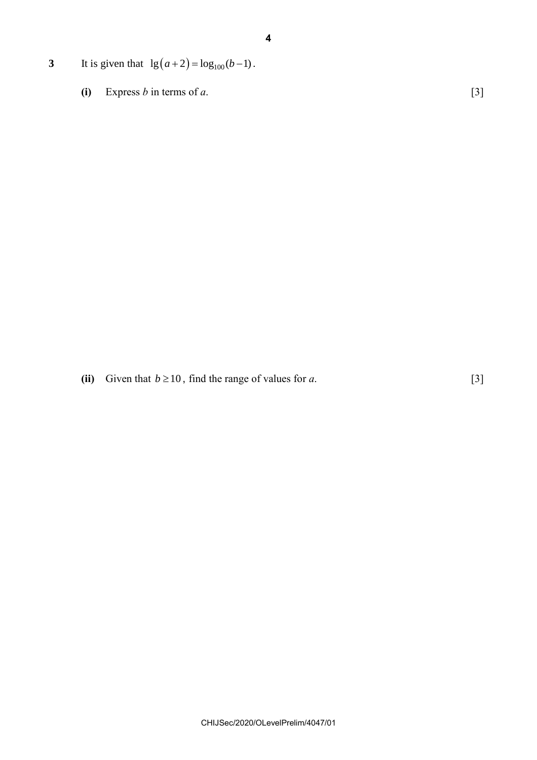**3** It is given that $\lg\left(a+2\right) = \log_{100}(b-1)$.

**(i)** Express $b$ in terms of $a$. [3]

**(ii)** Given that $b \geq 10$, find the range of values for $a$. [3]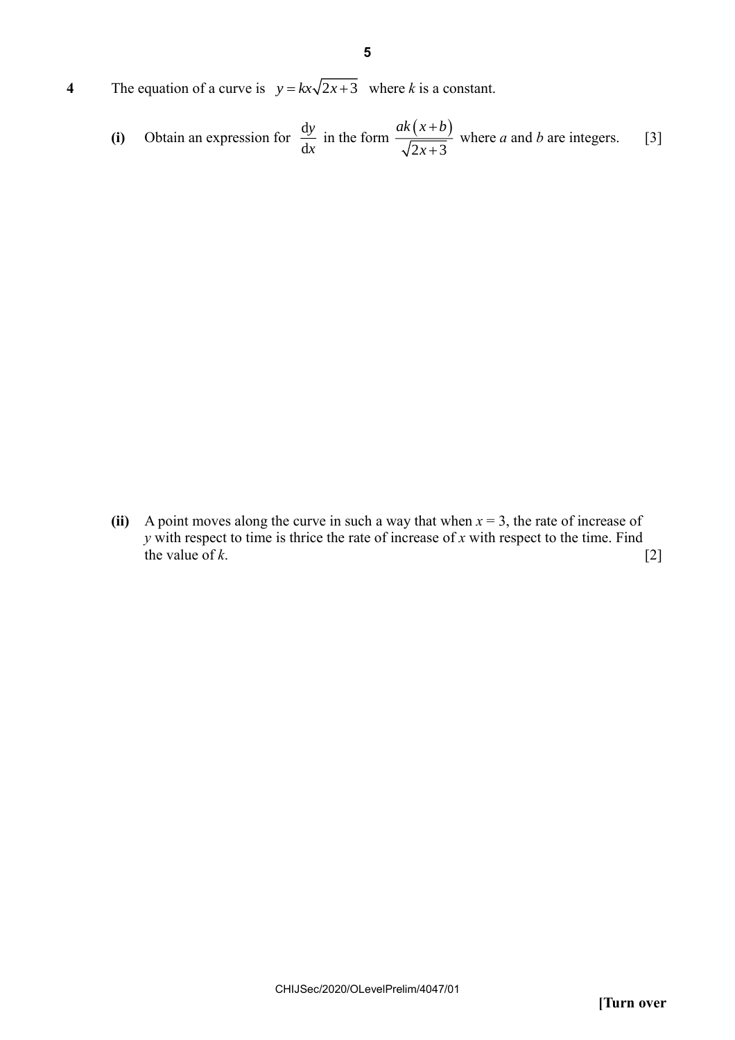**4** The equation of a curve is $y = kx\sqrt{2x+3}$ where $k$ is a constant.

**(i)** Obtain an expression for $\dfrac{\mathrm{d}y}{\mathrm{d}x}$ in the form $\dfrac{ak\left(x+b\right)}{\sqrt{2x+3}}$ where $a$ and $b$ are integers. [3]

**(ii)** A point moves along the curve in such a way that when $x = 3$, the rate of increase of $y$ with respect to time is thrice the rate of increase of $x$ with respect to the time. Find the value of $k$. [2]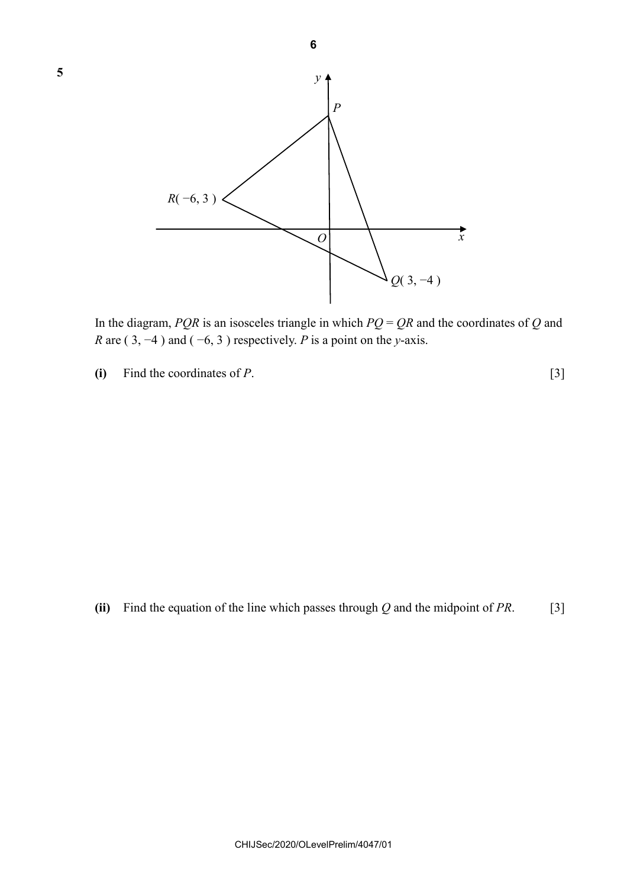**5**

In the diagram, $PQR$ is an isosceles triangle in which $PQ = QR$ and the coordinates of $Q$ and $R$ are $(3, -4)$ and $(-6, 3)$ respectively. $P$ is a point on the $y$-axis.

**(i)** Find the coordinates of $P$. [3]

**(ii)** Find the equation of the line which passes through $Q$ and the midpoint of $PR$. [3]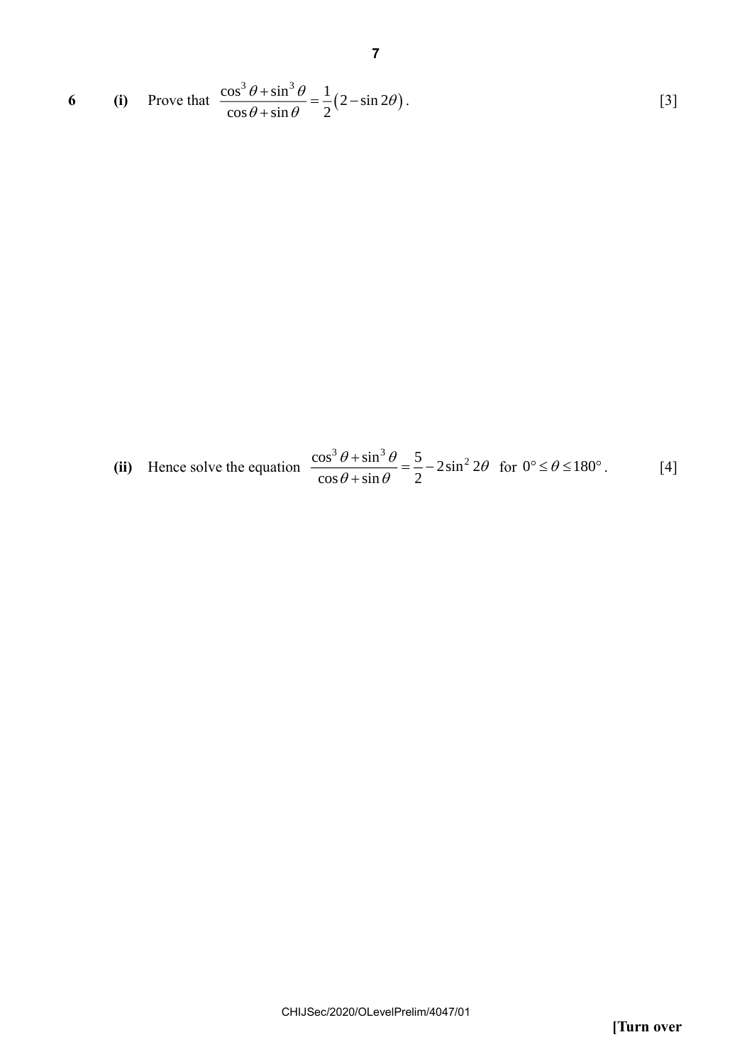**6** **(i)** Prove that $\dfrac{\cos^3\theta + \sin^3\theta}{\cos\theta + \sin\theta} = \dfrac{1}{2}\left(2 - \sin 2\theta\right)$. [3]

**(ii)** Hence solve the equation $\dfrac{\cos^3\theta + \sin^3\theta}{\cos\theta + \sin\theta} = \dfrac{5}{2} - 2\sin^2 2\theta$ for $0° \le \theta \le 180°$. [4]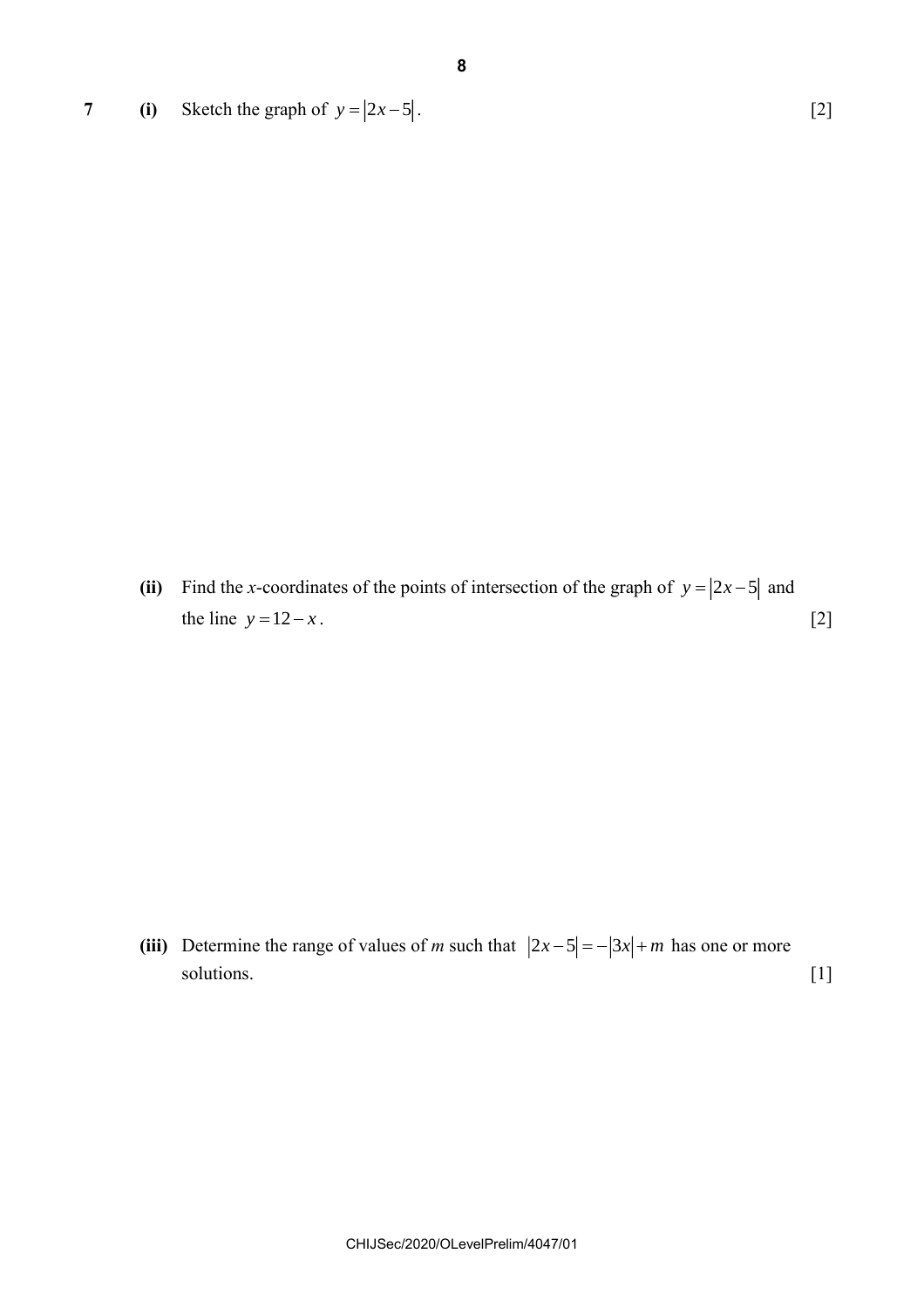**7** **(i)** Sketch the graph of $y = |2x - 5|$. [2]

**(ii)** Find the $x$-coordinates of the points of intersection of the graph of $y = |2x - 5|$ and the line $y = 12 - x$. [2]

**(iii)** Determine the range of values of $m$ such that $|2x - 5| = -|3x| + m$ has one or more solutions. [1]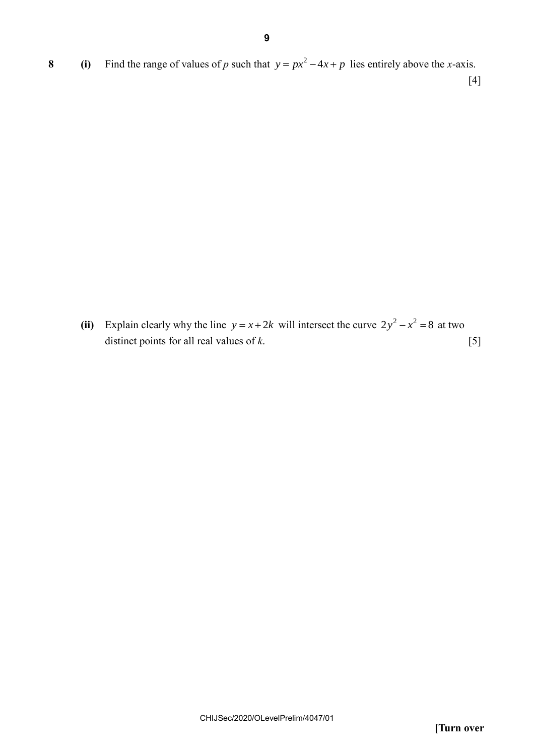**8** **(i)** Find the range of values of $p$ such that $y = px^2 - 4x + p$ lies entirely above the $x$-axis. [4]

**(ii)** Explain clearly why the line $y = x + 2k$ will intersect the curve $2y^2 - x^2 = 8$ at two distinct points for all real values of $k$. [5]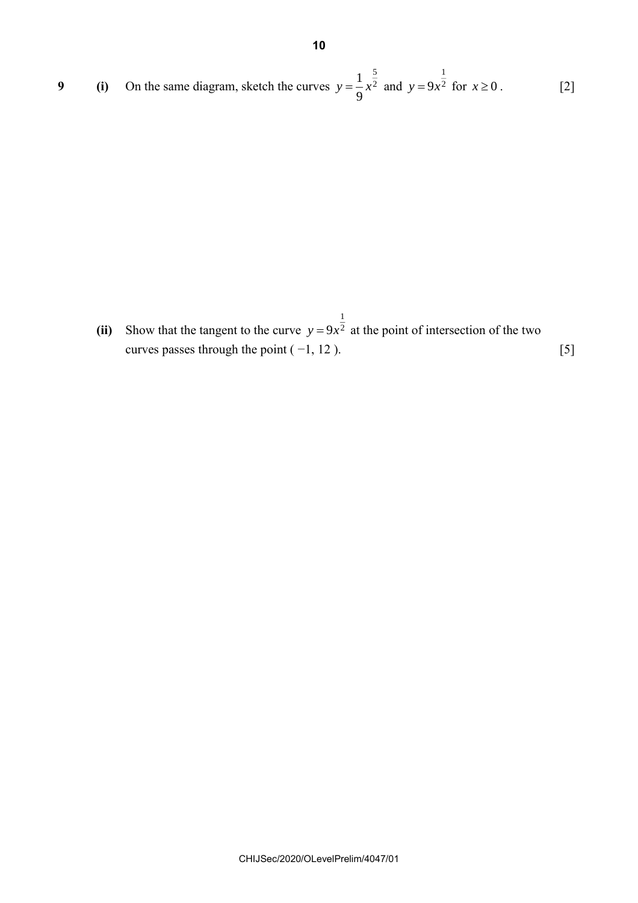**9** **(i)** On the same diagram, sketch the curves $y = \frac{1}{9}x^{\frac{5}{2}}$ and $y = 9x^{\frac{1}{2}}$ for $x \geq 0$. [2]

**(ii)** Show that the tangent to the curve $y = 9x^{\frac{1}{2}}$ at the point of intersection of the two curves passes through the point ( −1, 12 ). [5]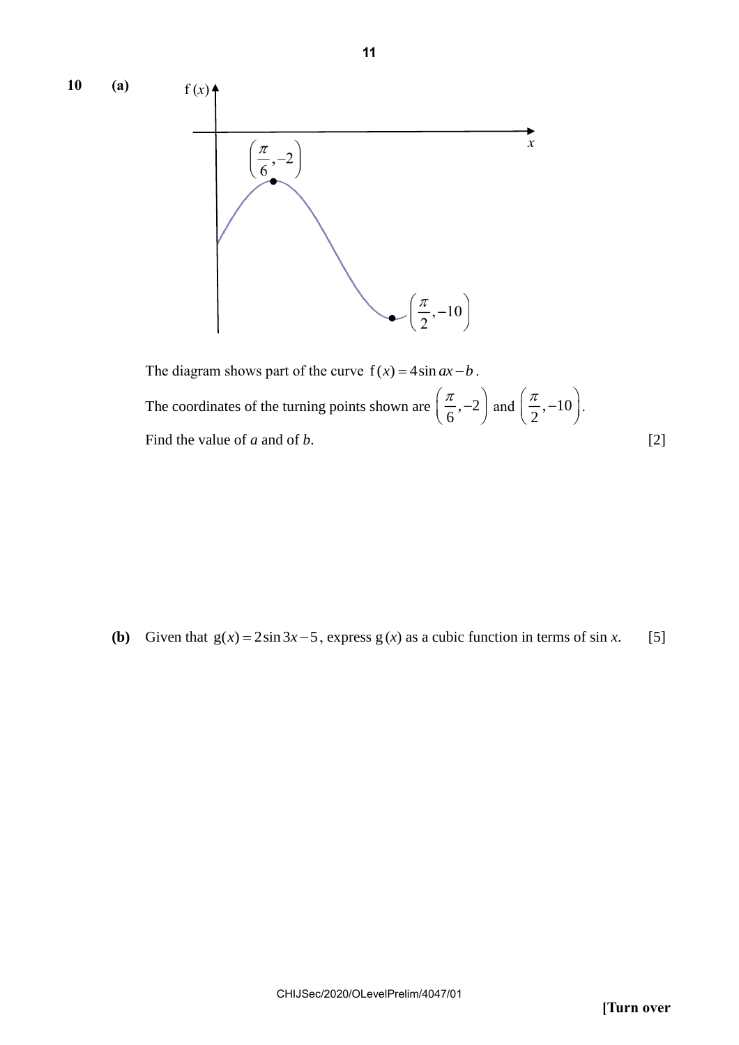**10 (a)**

The diagram shows part of the curve $f(x) = 4\sin ax - b$.

The coordinates of the turning points shown are $\left(\frac{\pi}{6}, -2\right)$ and $\left(\frac{\pi}{2}, -10\right)$.

Find the value of $a$ and of $b$. [2]

**(b)** Given that $g(x) = 2\sin 3x - 5$, express $g(x)$ as a cubic function in terms of $\sin x$. [5]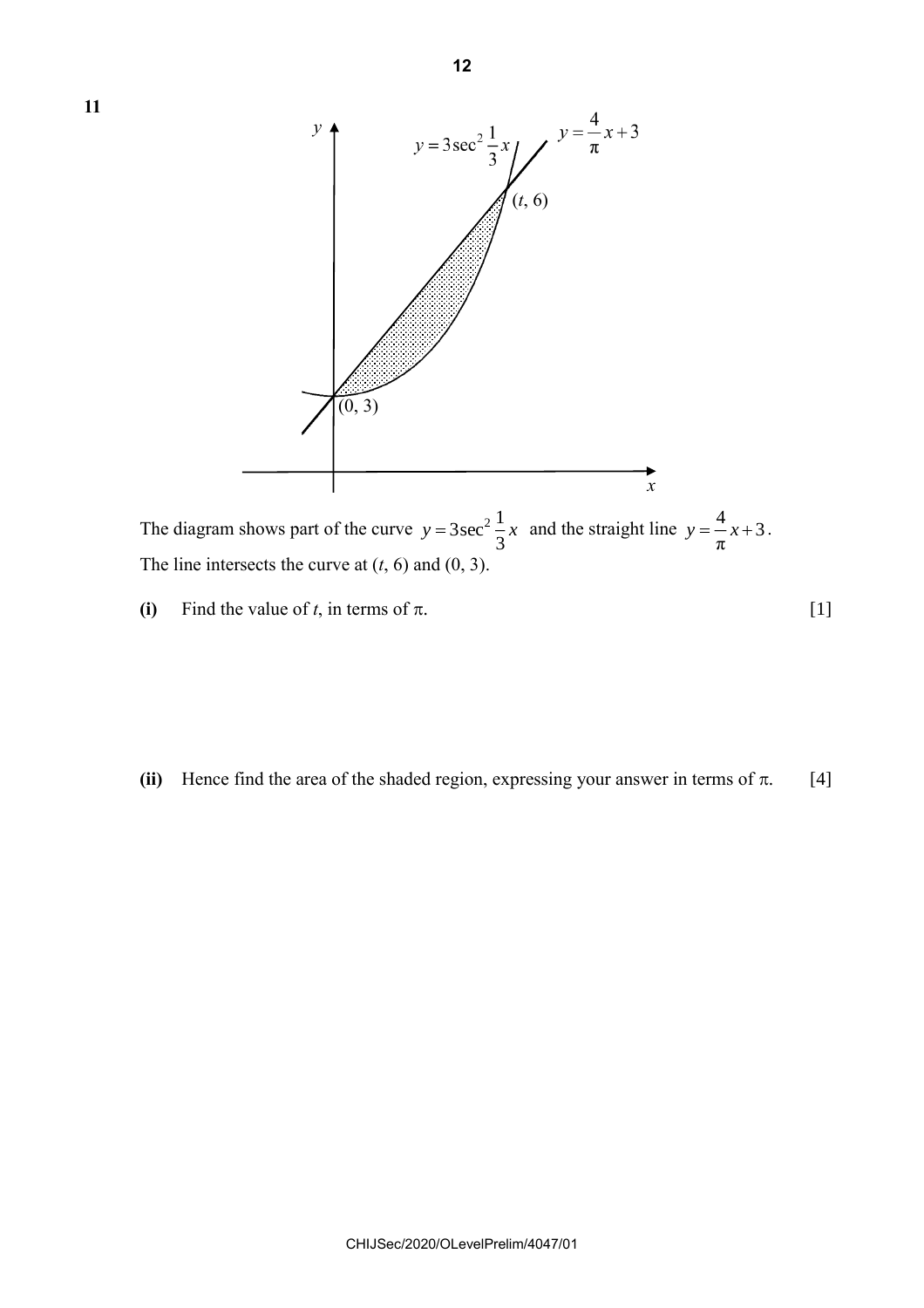**11**

The diagram shows part of the curve $y = 3\sec^2 \frac{1}{3}x$ and the straight line $y = \frac{4}{\pi}x + 3$.
The line intersects the curve at $(t, 6)$ and $(0, 3)$.

**(i)** Find the value of $t$, in terms of $\pi$. [1]

**(ii)** Hence find the area of the shaded region, expressing your answer in terms of $\pi$. [4]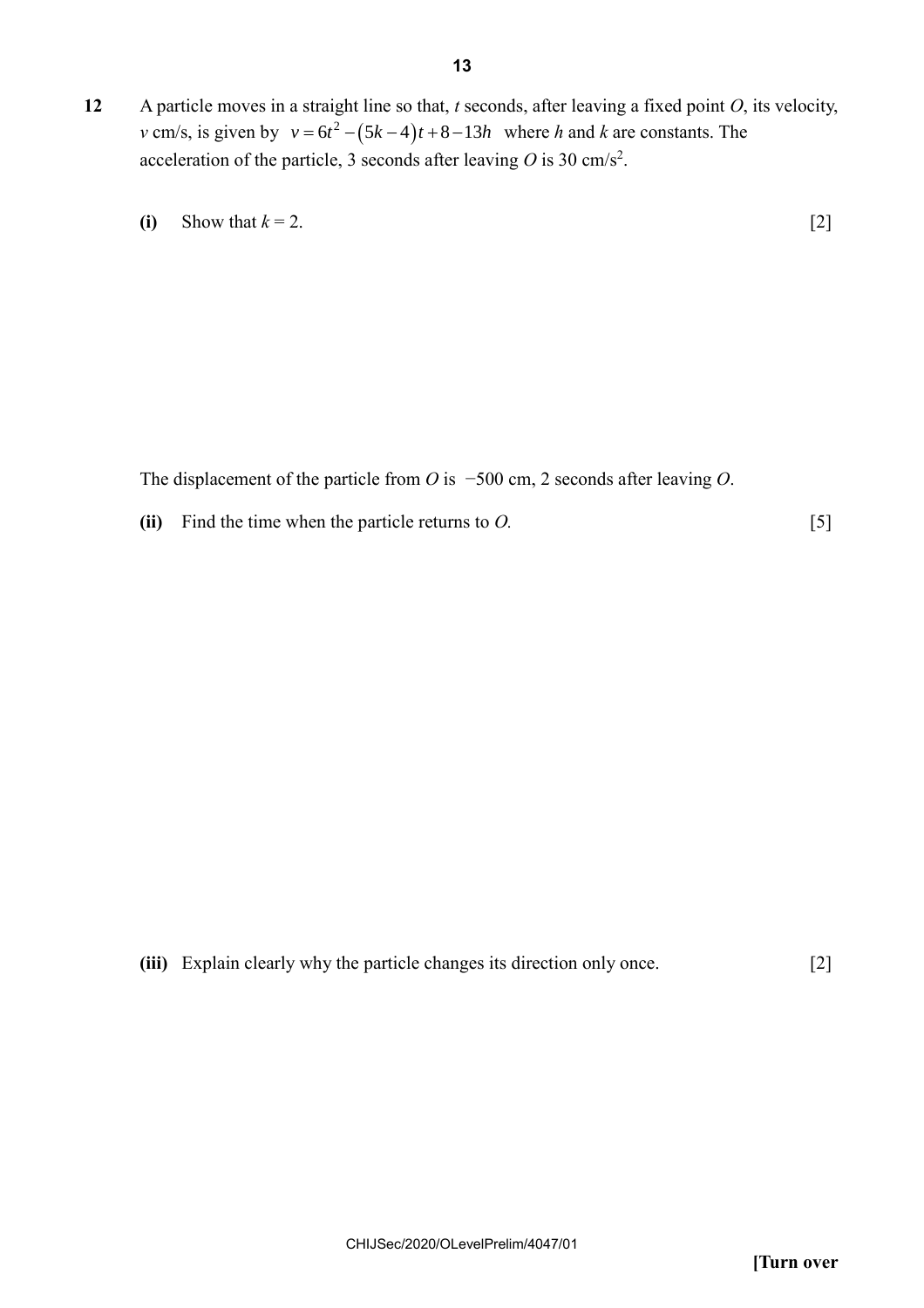**12** A particle moves in a straight line so that, $t$ seconds, after leaving a fixed point $O$, its velocity, $v$ cm/s, is given by $v = 6t^2 - (5k - 4)t + 8 - 13h$ where $h$ and $k$ are constants. The acceleration of the particle, 3 seconds after leaving $O$ is 30 cm/s$^2$.

**(i)** Show that $k = 2$. [2]

The displacement of the particle from $O$ is $-500$ cm, 2 seconds after leaving $O$.

**(ii)** Find the time when the particle returns to $O$. [5]

**(iii)** Explain clearly why the particle changes its direction only once. [2]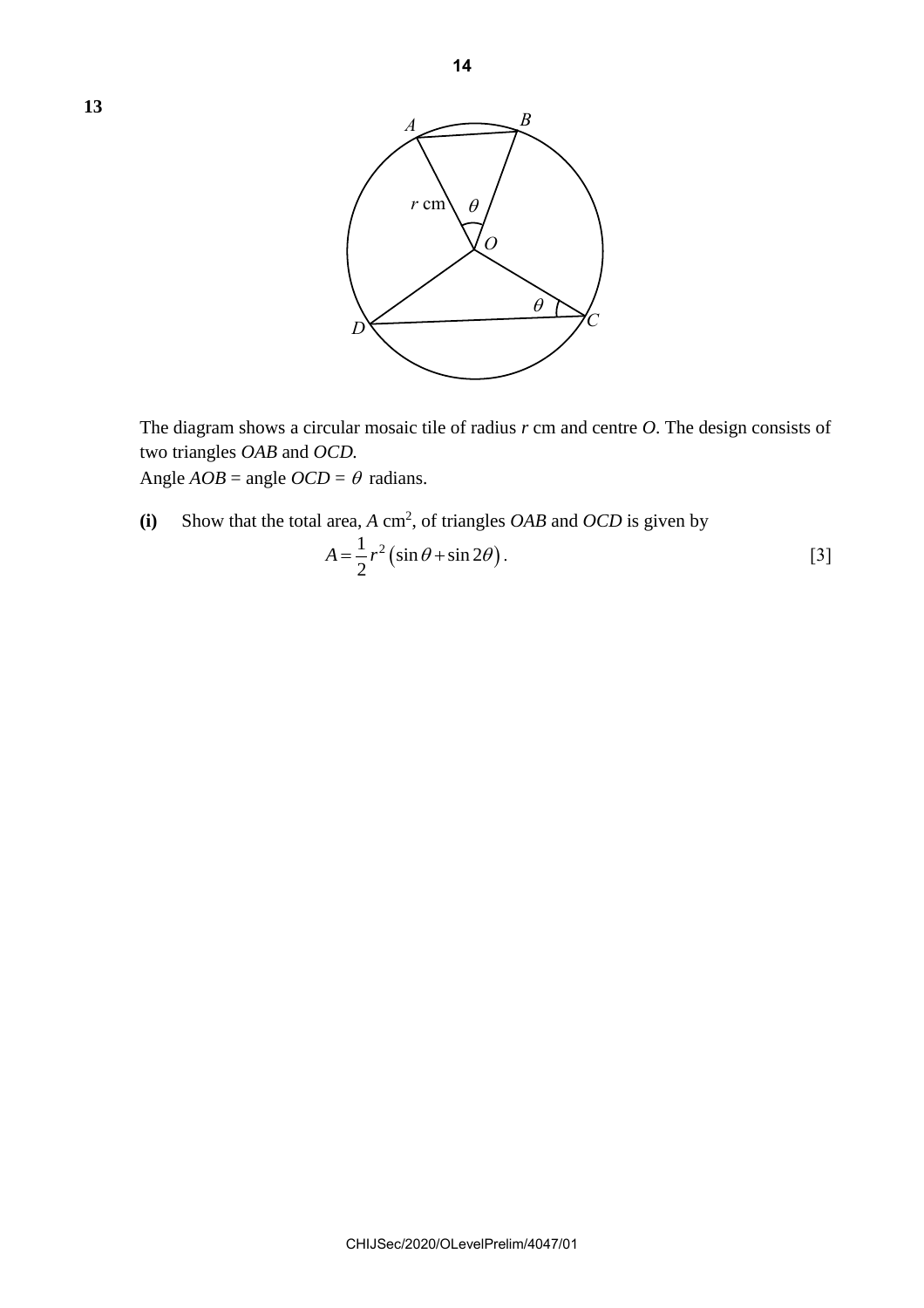**13**

The diagram shows a circular mosaic tile of radius $r$ cm and centre $O$. The design consists of two triangles $OAB$ and $OCD$.
Angle $AOB$ = angle $OCD$ = $\theta$ radians.

**(i)** Show that the total area, $A$ cm$^2$, of triangles $OAB$ and $OCD$ is given by

$$A = \frac{1}{2}r^2\left(\sin\theta + \sin 2\theta\right).$$

[3]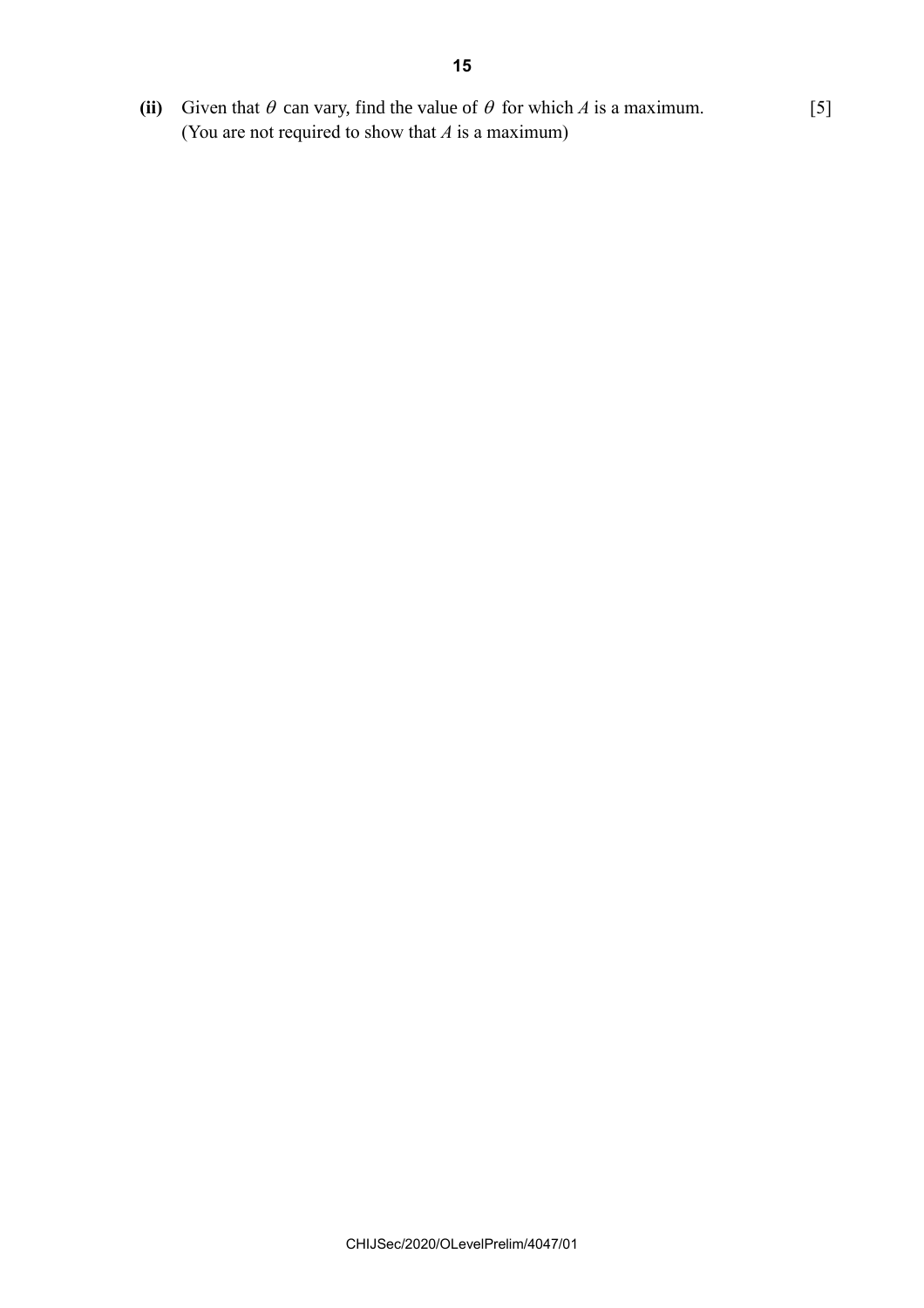**(ii)** Given that $\theta$ can vary, find the value of $\theta$ for which $A$ is a maximum. [5]
(You are not required to show that $A$ is a maximum)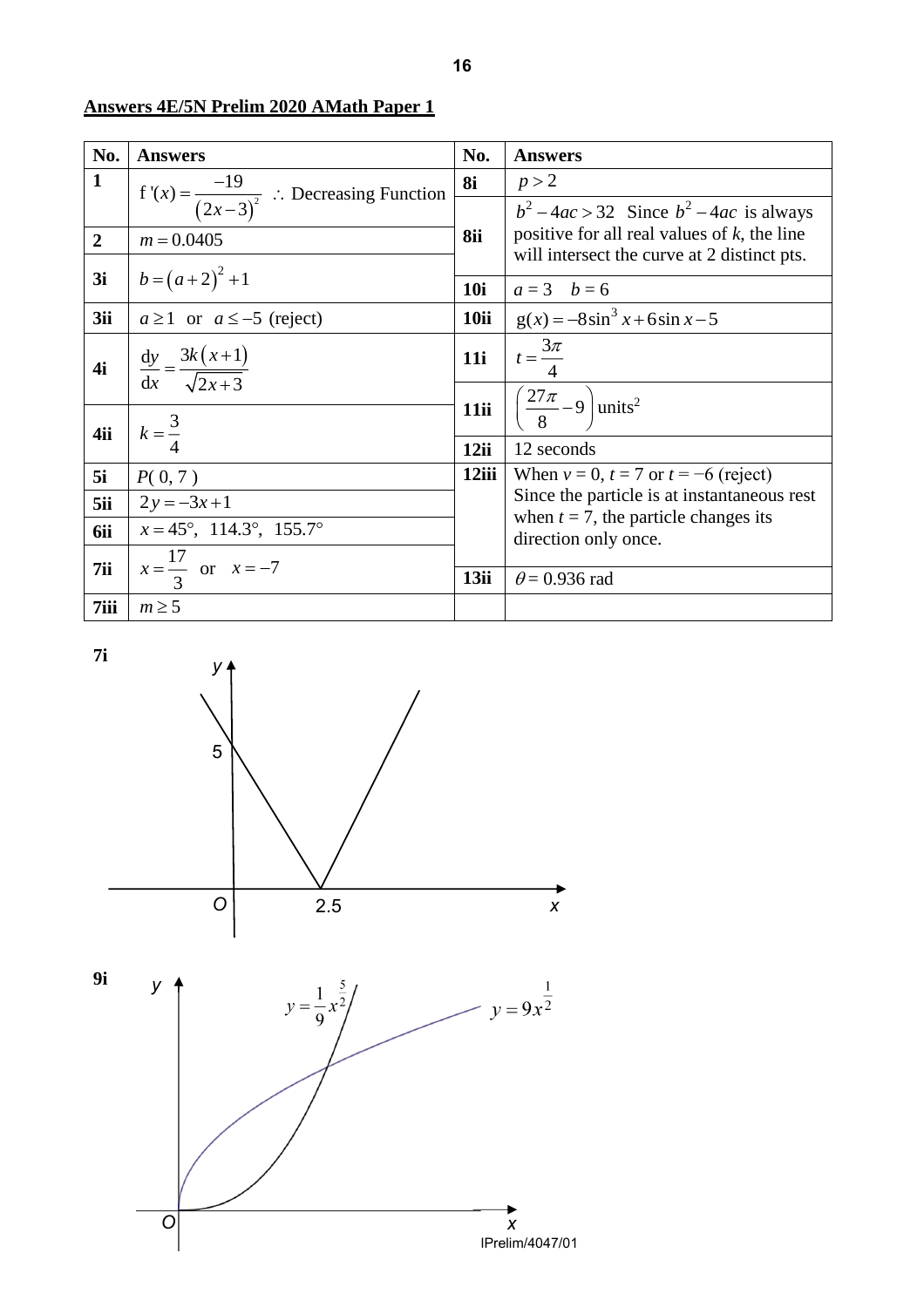**Answers 4E/5N Prelim 2020 AMath Paper 1**

| No. | Answers | No. | Answers |
|---|---|---|---|
| **1** | $f'(x) = \frac{-19}{(2x-3)^2}$ $\therefore$ Decreasing Function | **8i** | $p > 2$ |
| **2** | $m = 0.0405$ | **8ii** | $b^2 - 4ac > 32$ Since $b^2 - 4ac$ is always positive for all real values of $k$, the line will intersect the curve at 2 distinct pts. |
| **3i** | $b = (a+2)^2 + 1$ | **10i** | $a = 3 \quad b = 6$ |
| **3ii** | $a \geq 1$ or $a \leq -5$ (reject) | **10ii** | $g(x) = -8\sin^3 x + 6\sin x - 5$ |
| **4i** | $\frac{dy}{dx} = \frac{3k(x+1)}{\sqrt{2x+3}}$ | **11i** | $t = \frac{3\pi}{4}$ |
| **4ii** | $k = \frac{3}{4}$ | **11ii** | $\left(\frac{27\pi}{8} - 9\right)$ units$^2$ |
| | | **12ii** | 12 seconds |
| **5i** | $P(0, 7)$ | **12iii** | When $v = 0$, $t = 7$ or $t = -6$ (reject) Since the particle is at instantaneous rest when $t = 7$, the particle changes its direction only once. |
| **5ii** | $2y = -3x + 1$ | | |
| **6ii** | $x = 45°,\ 114.3°,\ 155.7°$ | | |
| **7ii** | $x = \frac{17}{3}$ or $x = -7$ | **13ii** | $\theta = 0.936$ rad |
| **7iii** | $m \geq 5$ | | |

**7i**

(Graph: $y$-axis, $x$-axis, origin $O$; V-shaped graph with $y$-intercept 5 and vertex at $x = 2.5$ on the $x$-axis)

**9i**

(Graph: $y = \frac{1}{9}x^{\frac{5}{2}}$ and $y = 9x^{\frac{1}{2}}$, both starting at origin $O$ and intersecting)